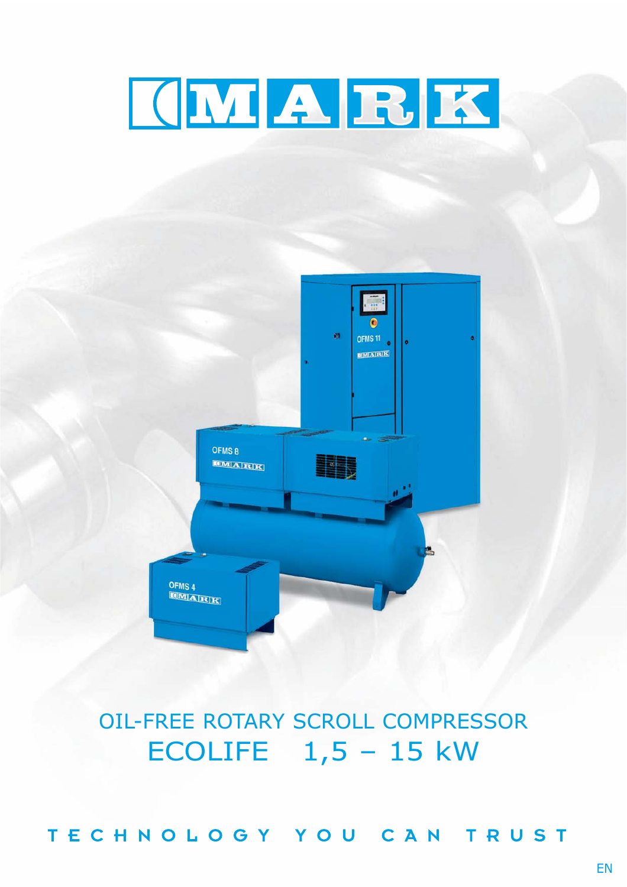# MARK

OIL-FREE ROTARY SCROLL COMPRESSOR

ECOLIFE 1,5 – 15 kW

TECHNOLOGY YOU CAN TRUST

EN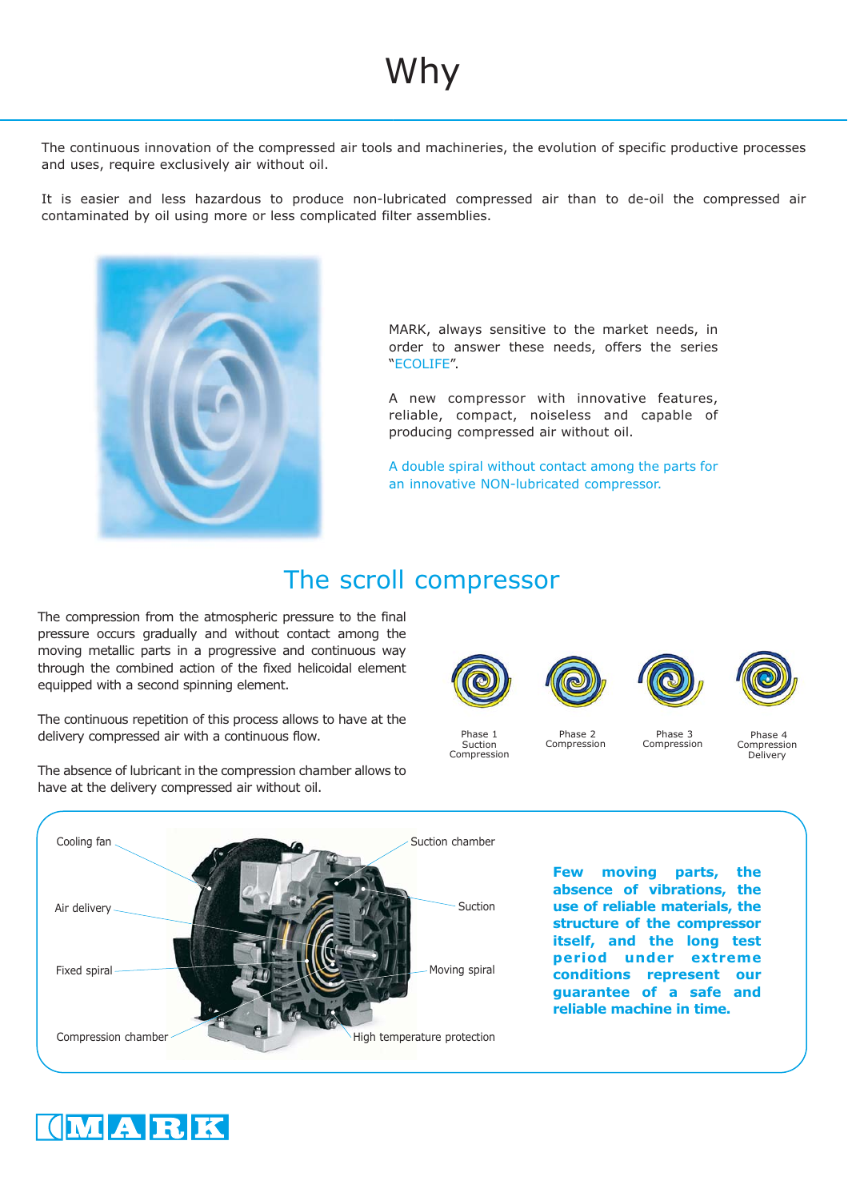# Why

The continuous innovation of the compressed air tools and machineries, the evolution of specific productive processes and uses, require exclusively air without oil.

It is easier and less hazardous to produce non-lubricated compressed air than to de-oil the compressed air contaminated by oil using more or less complicated filter assemblies.

MARK, always sensitive to the market needs, in order to answer these needs, offers the series "ECOLIFE".

A new compressor with innovative features, reliable, compact, noiseless and capable of producing compressed air without oil.

A double spiral without contact among the parts for an innovative NON-lubricated compressor.

## The scroll compressor

The compression from the atmospheric pressure to the final pressure occurs gradually and without contact among the moving metallic parts in a progressive and continuous way through the combined action of the fixed helicoidal element equipped with a second spinning element.

The continuous repetition of this process allows to have at the delivery compressed air with a continuous flow.

The absence of lubricant in the compression chamber allows to have at the delivery compressed air without oil.

Phase 1 Suction Compression

Phase 2 Compression

Phase 3 Compression

Phase 4 Compression Delivery

Cooling fan

Air delivery

Fixed spiral

Compression chamber

Suction chamber

Suction

Moving spiral

High temperature protection

**Few moving parts, the absence of vibrations, the use of reliable materials, the structure of the compressor itself, and the long test period under extreme conditions represent our guarantee of a safe and reliable machine in time.**

MARK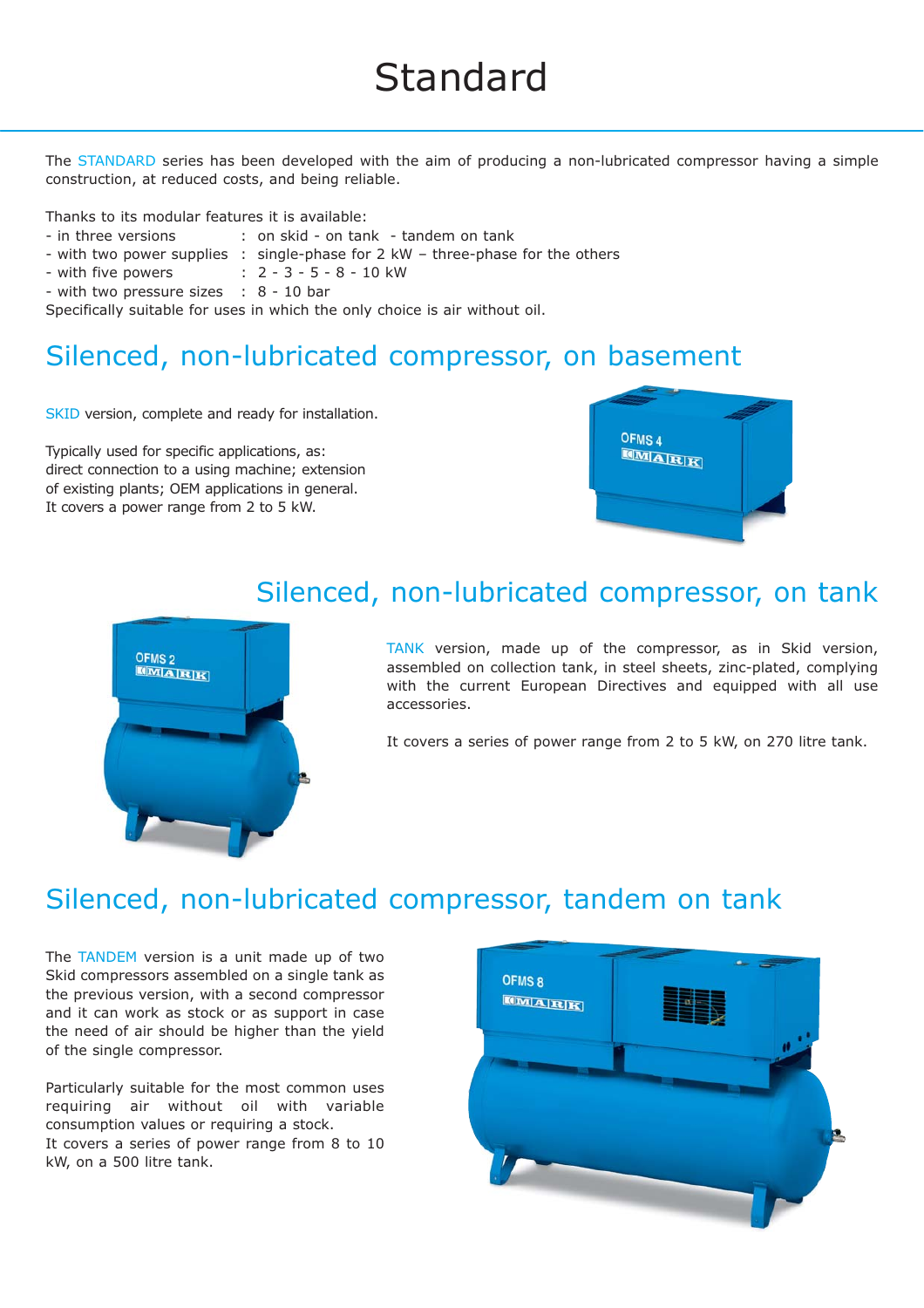# Standard

The STANDARD series has been developed with the aim of producing a non-lubricated compressor having a simple construction, at reduced costs, and being reliable.

Thanks to its modular features it is available:

- in three versions : on skid - on tank - tandem on tank
- with two power supplies : single-phase for 2 kW – three-phase for the others
- with five powers : 2 - 3 - 5 - 8 - 10 kW
- with two pressure sizes : 8 - 10 bar

Specifically suitable for uses in which the only choice is air without oil.

## Silenced, non-lubricated compressor, on basement

SKID version, complete and ready for installation.

Typically used for specific applications, as: direct connection to a using machine; extension of existing plants; OEM applications in general. It covers a power range from 2 to 5 kW.

## Silenced, non-lubricated compressor, on tank

TANK version, made up of the compressor, as in Skid version, assembled on collection tank, in steel sheets, zinc-plated, complying with the current European Directives and equipped with all use accessories.

It covers a series of power range from 2 to 5 kW, on 270 litre tank.

## Silenced, non-lubricated compressor, tandem on tank

The TANDEM version is a unit made up of two Skid compressors assembled on a single tank as the previous version, with a second compressor and it can work as stock or as support in case the need of air should be higher than the yield of the single compressor.

Particularly suitable for the most common uses requiring air without oil with variable consumption values or requiring a stock. It covers a series of power range from 8 to 10 kW, on a 500 litre tank.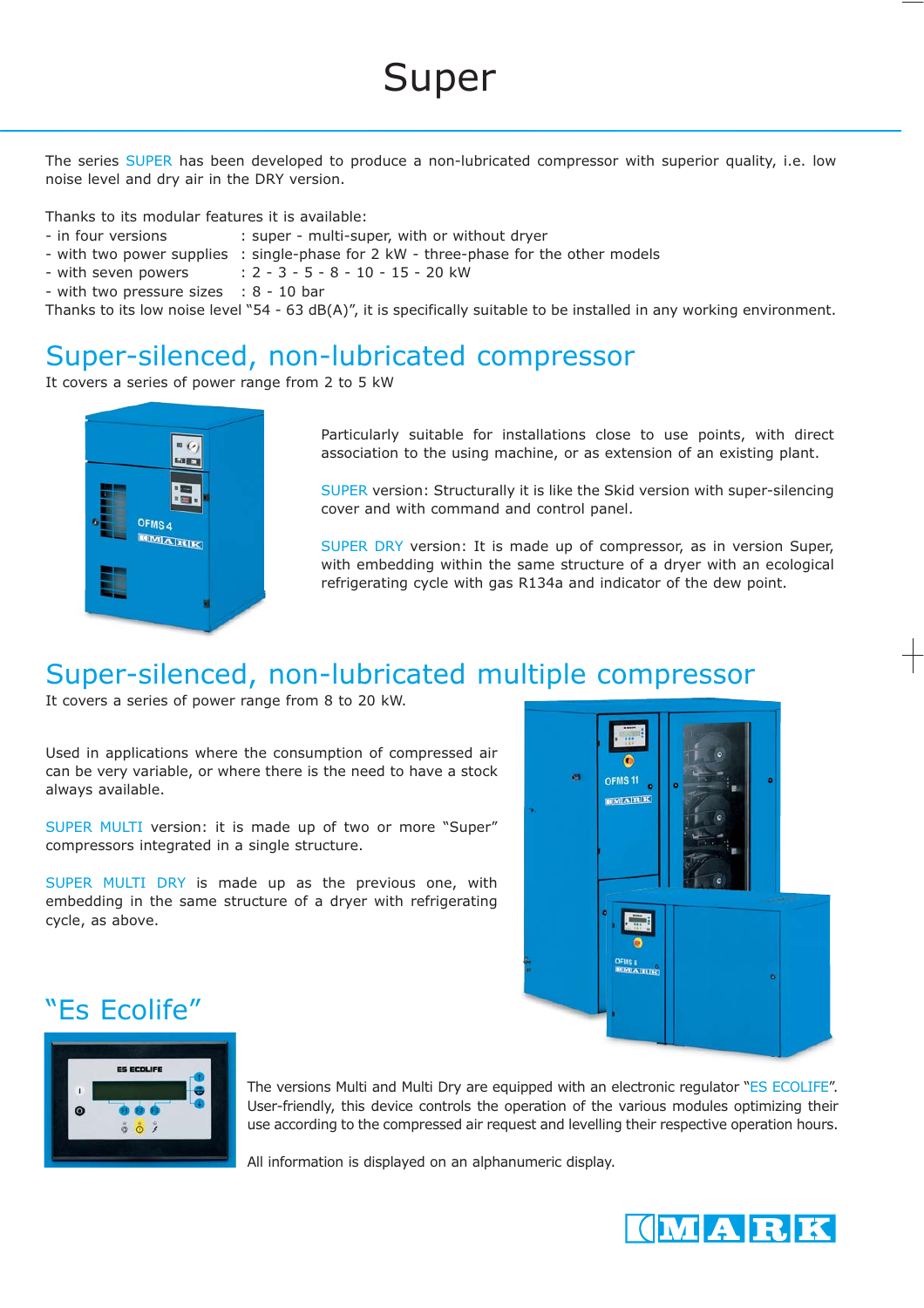# Super

The series SUPER has been developed to produce a non-lubricated compressor with superior quality, i.e. low noise level and dry air in the DRY version.

Thanks to its modular features it is available:
- in four versions : super - multi-super, with or without dryer
- with two power supplies : single-phase for 2 kW - three-phase for the other models
- with seven powers : 2 - 3 - 5 - 8 - 10 - 15 - 20 kW
- with two pressure sizes : 8 - 10 bar

Thanks to its low noise level "54 - 63 dB(A)", it is specifically suitable to be installed in any working environment.

## Super-silenced, non-lubricated compressor

It covers a series of power range from 2 to 5 kW

Particularly suitable for installations close to use points, with direct association to the using machine, or as extension of an existing plant.

SUPER version: Structurally it is like the Skid version with super-silencing cover and with command and control panel.

SUPER DRY version: It is made up of compressor, as in version Super, with embedding within the same structure of a dryer with an ecological refrigerating cycle with gas R134a and indicator of the dew point.

## Super-silenced, non-lubricated multiple compressor

It covers a series of power range from 8 to 20 kW.

Used in applications where the consumption of compressed air can be very variable, or where there is the need to have a stock always available.

SUPER MULTI version: it is made up of two or more "Super" compressors integrated in a single structure.

SUPER MULTI DRY is made up as the previous one, with embedding in the same structure of a dryer with refrigerating cycle, as above.

## "Es Ecolife"

The versions Multi and Multi Dry are equipped with an electronic regulator "ES ECOLIFE". User-friendly, this device controls the operation of the various modules optimizing their use according to the compressed air request and levelling their respective operation hours.

All information is displayed on an alphanumeric display.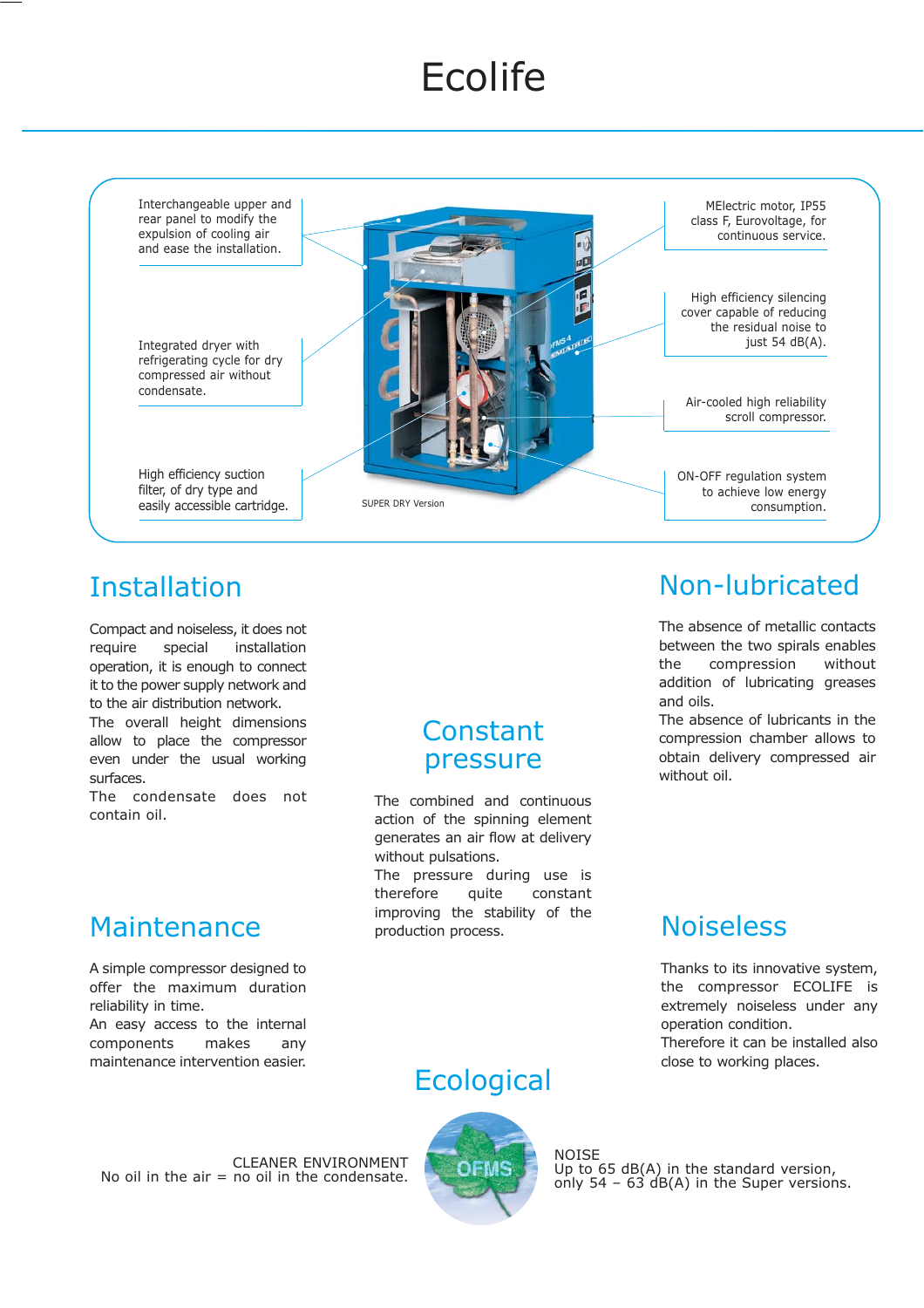# Ecolife

Interchangeable upper and rear panel to modify the expulsion of cooling air and ease the installation.

Integrated dryer with refrigerating cycle for dry compressed air without condensate.

High efficiency suction filter, of dry type and easily accessible cartridge.

SUPER DRY Version

MElectric motor, IP55 class F, Eurovoltage, for continuous service.

High efficiency silencing cover capable of reducing the residual noise to just 54 dB(A).

Air-cooled high reliability scroll compressor.

ON-OFF regulation system to achieve low energy consumption.

## Installation

Compact and noiseless, it does not require special installation operation, it is enough to connect it to the power supply network and to the air distribution network.
The overall height dimensions allow to place the compressor even under the usual working surfaces.
The condensate does not contain oil.

## Constant pressure

The combined and continuous action of the spinning element generates an air flow at delivery without pulsations.
The pressure during use is therefore quite constant improving the stability of the production process.

## Non-lubricated

The absence of metallic contacts between the two spirals enables the compression without addition of lubricating greases and oils.
The absence of lubricants in the compression chamber allows to obtain delivery compressed air without oil.

## Maintenance

A simple compressor designed to offer the maximum duration reliability in time.
An easy access to the internal components makes any maintenance intervention easier.

## Noiseless

Thanks to its innovative system, the compressor ECOLIFE is extremely noiseless under any operation condition.
Therefore it can be installed also close to working places.

## Ecological

CLEANER ENVIRONMENT
No oil in the air = no oil in the condensate.

OFMS

NOISE
Up to 65 dB(A) in the standard version, only 54 – 63 dB(A) in the Super versions.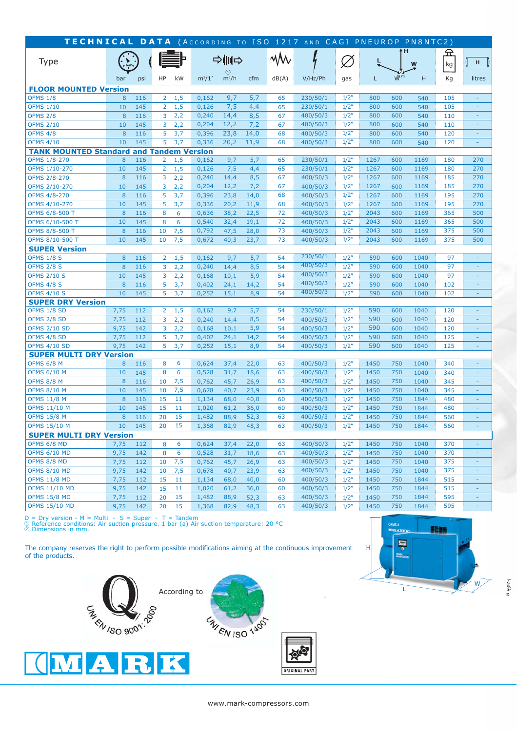## TECHNICAL DATA (According to ISO 1217 and CAGI PNEUROP PN8NTC2)

| Type | bar | psi | HP | kW | m³/1' | m³/h ① | cfm | dB(A) | V/Hz/Ph | gas | L | W ② | H | Kg | litres |
|---|---|---|---|---|---|---|---|---|---|---|---|---|---|---|---|
| **FLOOR MOUNTED Version** | | | | | | | | | | | | | | | |
| OFMS 1/8 | 8 | 116 | 2 | 1,5 | 0,162 | 9,7 | 5,7 | 65 | 230/50/1 | 1/2" | 800 | 600 | 540 | 105 | - |
| OFMS 1/10 | 10 | 145 | 2 | 1,5 | 0,126 | 7,5 | 4,4 | 65 | 230/50/1 | 1/2" | 800 | 600 | 540 | 105 | - |
| OFMS 2/8 | 8 | 116 | 3 | 2,2 | 0,240 | 14,4 | 8,5 | 67 | 400/50/3 | 1/2" | 800 | 600 | 540 | 110 | - |
| OFMS 2/10 | 10 | 145 | 3 | 2,2 | 0,204 | 12,2 | 7,2 | 67 | 400/50/3 | 1/2" | 800 | 600 | 540 | 110 | - |
| OFMS 4/8 | 8 | 116 | 5 | 3,7 | 0,396 | 23,8 | 14,0 | 68 | 400/50/3 | 1/2" | 800 | 600 | 540 | 120 | - |
| OFMS 4/10 | 10 | 145 | 5 | 3,7 | 0,336 | 20,2 | 11,9 | 68 | 400/50/3 | 1/2" | 800 | 600 | 540 | 120 | - |
| **TANK MOUNTED Standard and Tandem Version** | | | | | | | | | | | | | | | |
| OFMS 1/8-270 | 8 | 116 | 2 | 1,5 | 0,162 | 9,7 | 5,7 | 65 | 230/50/1 | 1/2" | 1267 | 600 | 1169 | 180 | 270 |
| OFMS 1/10-270 | 10 | 145 | 2 | 1,5 | 0,126 | 7,5 | 4,4 | 65 | 230/50/1 | 1/2" | 1267 | 600 | 1169 | 180 | 270 |
| OFMS 2/8-270 | 8 | 116 | 3 | 2,2 | 0,240 | 14,4 | 8,5 | 67 | 400/50/3 | 1/2" | 1267 | 600 | 1169 | 185 | 270 |
| OFMS 2/10-270 | 10 | 145 | 3 | 2,2 | 0,204 | 12,2 | 7,2 | 67 | 400/50/3 | 1/2" | 1267 | 600 | 1169 | 185 | 270 |
| OFMS 4/8-270 | 8 | 116 | 5 | 3,7 | 0,396 | 23,8 | 14,0 | 68 | 400/50/3 | 1/2" | 1267 | 600 | 1169 | 195 | 270 |
| OFMS 4/10-270 | 10 | 145 | 5 | 3,7 | 0,336 | 20,2 | 11,9 | 68 | 400/50/3 | 1/2" | 1267 | 600 | 1169 | 195 | 270 |
| OFMS 6/8-500 T | 8 | 116 | 8 | 6 | 0,636 | 38,2 | 22,5 | 72 | 400/50/3 | 1/2" | 2043 | 600 | 1169 | 365 | 500 |
| OFMS 6/10-500 T | 10 | 145 | 8 | 6 | 0,540 | 32,4 | 19,1 | 72 | 400/50/3 | 1/2" | 2043 | 600 | 1169 | 365 | 500 |
| OFMS 8/8-500 T | 8 | 116 | 10 | 7,5 | 0,792 | 47,5 | 28,0 | 73 | 400/50/3 | 1/2" | 2043 | 600 | 1169 | 375 | 500 |
| OFMS 8/10-500 T | 10 | 145 | 10 | 7,5 | 0,672 | 40,3 | 23,7 | 73 | 400/50/3 | 1/2" | 2043 | 600 | 1169 | 375 | 500 |
| **SUPER Version** | | | | | | | | | | | | | | | |
| OFMS 1/8 S | 8 | 116 | 2 | 1,5 | 0,162 | 9,7 | 5,7 | 54 | 230/50/1 | 1/2" | 590 | 600 | 1040 | 97 | - |
| OFMS 2/8 S | 8 | 116 | 3 | 2,2 | 0,240 | 14,4 | 8,5 | 54 | 400/50/3 | 1/2" | 590 | 600 | 1040 | 97 | - |
| OFMS 2/10 S | 10 | 145 | 3 | 2,2 | 0,168 | 10,1 | 5,9 | 54 | 400/50/3 | 1/2" | 590 | 600 | 1040 | 97 | - |
| OFMS 4/8 S | 8 | 116 | 5 | 3,7 | 0,402 | 24,1 | 14,2 | 54 | 400/50/3 | 1/2" | 590 | 600 | 1040 | 102 | - |
| OFMS 4/10 S | 10 | 145 | 5 | 3,7 | 0,252 | 15,1 | 8,9 | 54 | 400/50/3 | 1/2" | 590 | 600 | 1040 | 102 | - |
| **SUPER DRY Version** | | | | | | | | | | | | | | | |
| OFMS 1/8 SD | 7,75 | 112 | 2 | 1,5 | 0,162 | 9,7 | 5,7 | 54 | 230/50/1 | 1/2" | 590 | 600 | 1040 | 120 | - |
| OFMS 2/8 SD | 7,75 | 112 | 3 | 2,2 | 0,240 | 14,4 | 8,5 | 54 | 400/50/3 | 1/2" | 590 | 600 | 1040 | 120 | - |
| OFMS 2/10 SD | 9,75 | 142 | 3 | 2,2 | 0,168 | 10,1 | 5,9 | 54 | 400/50/3 | 1/2" | 590 | 600 | 1040 | 120 | - |
| OFMS 4/8 SD | 7,75 | 112 | 5 | 3,7 | 0,402 | 24,1 | 14,2 | 54 | 400/50/3 | 1/2" | 590 | 600 | 1040 | 125 | - |
| OFMS 4/10 SD | 9,75 | 142 | 5 | 3,7 | 0,252 | 15,1 | 8,9 | 54 | 400/50/3 | 1/2" | 590 | 600 | 1040 | 125 | - |
| **SUPER MULTI DRY Version** | | | | | | | | | | | | | | | |
| OFMS 6/8 M | 8 | 116 | 8 | 6 | 0,624 | 37,4 | 22,0 | 63 | 400/50/3 | 1/2" | 1450 | 750 | 1040 | 340 | - |
| OFMS 6/10 M | 10 | 145 | 8 | 6 | 0,528 | 31,7 | 18,6 | 63 | 400/50/3 | 1/2" | 1450 | 750 | 1040 | 340 | - |
| OFMS 8/8 M | 8 | 116 | 10 | 7,5 | 0,762 | 45,7 | 26,9 | 63 | 400/50/3 | 1/2" | 1450 | 750 | 1040 | 345 | - |
| OFMS 8/10 M | 10 | 145 | 10 | 7,5 | 0,678 | 40,7 | 23,9 | 63 | 400/50/3 | 1/2" | 1450 | 750 | 1040 | 345 | - |
| OFMS 11/8 M | 8 | 116 | 15 | 11 | 1,134 | 68,0 | 40,0 | 60 | 400/50/3 | 1/2" | 1450 | 750 | 1844 | 480 | - |
| OFMS 11/10 M | 10 | 145 | 15 | 11 | 1,020 | 61,2 | 36,0 | 60 | 400/50/3 | 1/2" | 1450 | 750 | 1844 | 480 | - |
| OFMS 15/8 M | 8 | 116 | 20 | 15 | 1,482 | 88,9 | 52,3 | 63 | 400/50/3 | 1/2" | 1450 | 750 | 1844 | 560 | - |
| OFMS 15/10 M | 10 | 145 | 20 | 15 | 1,368 | 82,9 | 48,3 | 63 | 400/50/3 | 1/2" | 1450 | 750 | 1844 | 560 | - |
| **SUPER MULTI DRY Version** | | | | | | | | | | | | | | | |
| OFMS 6/8 MD | 7,75 | 112 | 8 | 6 | 0,624 | 37,4 | 22,0 | 63 | 400/50/3 | 1/2" | 1450 | 750 | 1040 | 370 | - |
| OFMS 6/10 MD | 9,75 | 142 | 8 | 6 | 0,528 | 31,7 | 18,6 | 63 | 400/50/3 | 1/2" | 1450 | 750 | 1040 | 370 | - |
| OFMS 8/8 MD | 7,75 | 112 | 10 | 7,5 | 0,762 | 45,7 | 26,9 | 63 | 400/50/3 | 1/2" | 1450 | 750 | 1040 | 375 | - |
| OFMS 8/10 MD | 9,75 | 142 | 10 | 7,5 | 0,678 | 40,7 | 23,9 | 63 | 400/50/3 | 1/2" | 1450 | 750 | 1040 | 375 | - |
| OFMS 11/8 MD | 7,75 | 112 | 15 | 11 | 1,134 | 68,0 | 40,0 | 60 | 400/50/3 | 1/2" | 1450 | 750 | 1844 | 515 | - |
| OFMS 11/10 MD | 9,75 | 142 | 15 | 11 | 1,020 | 61,2 | 36,0 | 60 | 400/50/3 | 1/2" | 1450 | 750 | 1844 | 515 | - |
| OFMS 15/8 MD | 7,75 | 112 | 20 | 15 | 1,482 | 88,9 | 52,3 | 63 | 400/50/3 | 1/2" | 1450 | 750 | 1844 | 595 | - |
| OFMS 15/10 MD | 9,75 | 142 | 20 | 15 | 1,368 | 82,9 | 48,3 | 63 | 400/50/3 | 1/2" | 1450 | 750 | 1844 | 595 | - |

D = Dry version - M = Multi - S = Super - T = Tandem
① Reference conditions: Air suction pressure. 1 bar (a) Air suction temperature: 20 °C
② Dimensions in mm.

The company reserves the right to perform possible modifications aiming at the continuous improvement of the products.

UNI EN ISO 9001: 2000

According to

UNI EN ISO 14001

ORIGINAL PART

MARK

www.mark-compressors.com